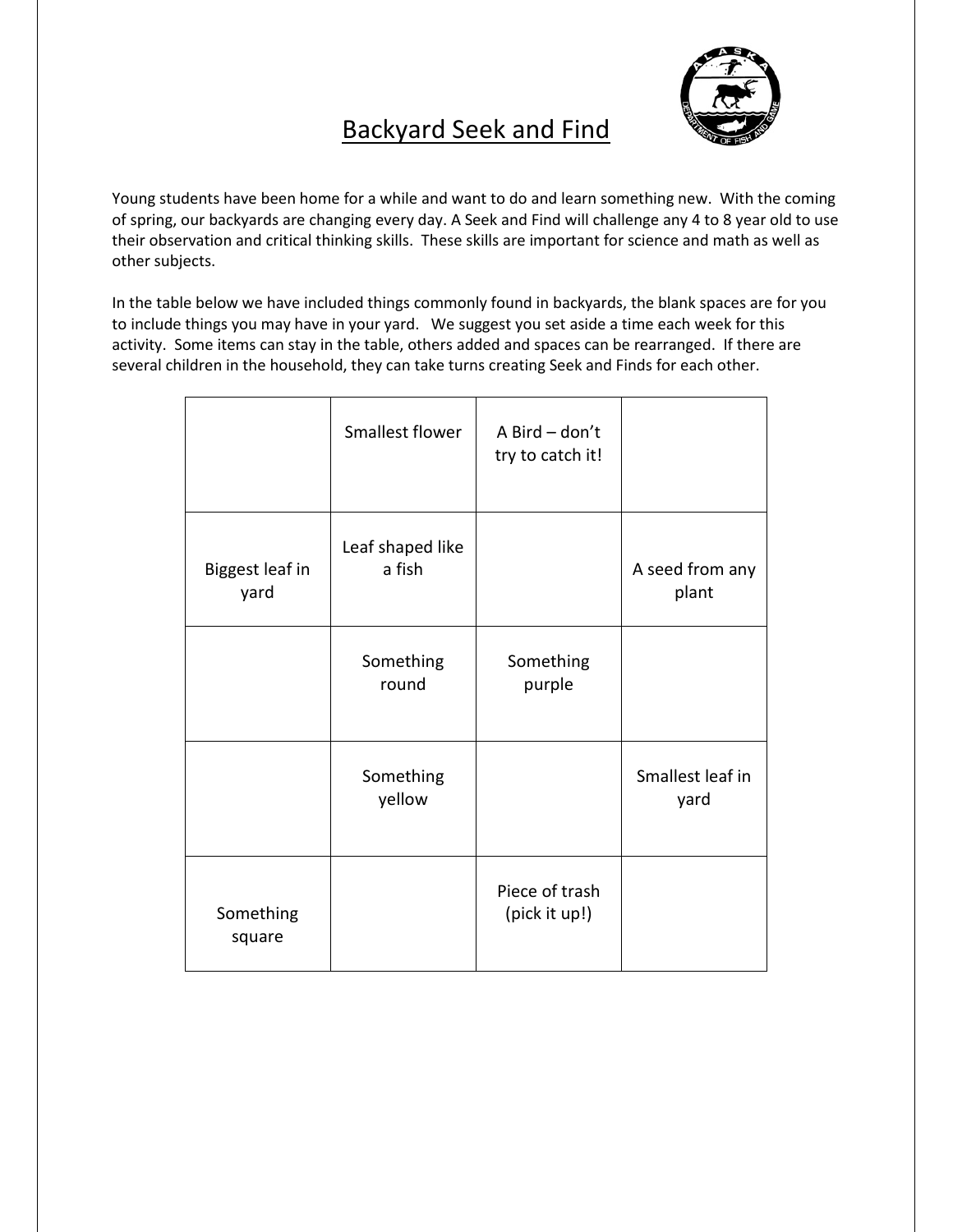# Backyard Seek and Find

Young students have been home for a while and want to do and learn something new. With the coming of spring, our backyards are changing every day. A Seek and Find will challenge any 4 to 8 year old to use their observation and critical thinking skills. These skills are important for science and math as well as other subjects.

In the table below we have included things commonly found in backyards, the blank spaces are for you to include things you may have in your yard. We suggest you set aside a time each week for this activity. Some items can stay in the table, others added and spaces can be rearranged. If there are several children in the household, they can take turns creating Seek and Finds for each other.

| | | | |
|---|---|---|---|
| | Smallest flower | A Bird – don't try to catch it! | |
| Biggest leaf in yard | Leaf shaped like a fish | | A seed from any plant |
| | Something round | Something purple | |
| | Something yellow | | Smallest leaf in yard |
| Something square | | Piece of trash (pick it up!) | |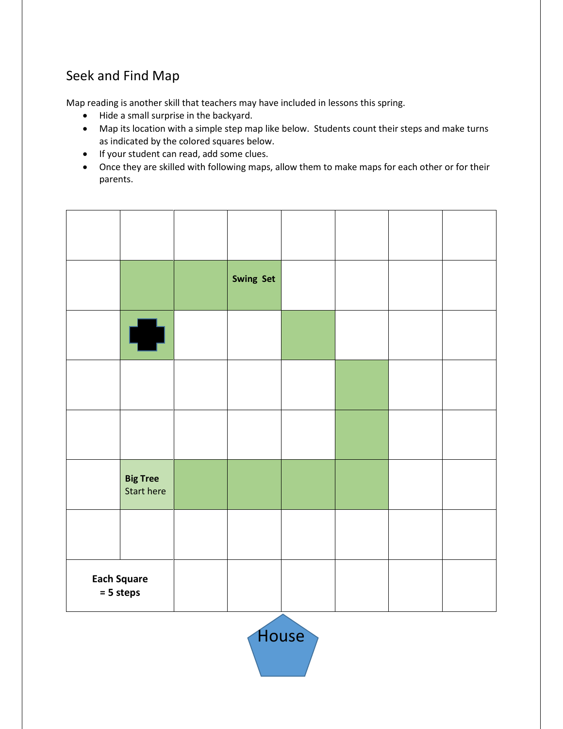## Seek and Find Map

Map reading is another skill that teachers may have included in lessons this spring.

- Hide a small surprise in the backyard.
- Map its location with a simple step map like below. Students count their steps and make turns as indicated by the colored squares below.
- If your student can read, add some clues.
- Once they are skilled with following maps, allow them to make maps for each other or for their parents.

| | | | | | | | |
|---|---|---|---|---|---|---|---|
| | | | | | | | |
| | | | **Swing Set** | | | | |
| | | | | | | | |
| | | | | | | | |
| | | | | | | | |
| | **Big Tree** Start here | | | | | | |
| | | | | | | | |
| **Each Square = 5 steps** | | | | | | | |

House